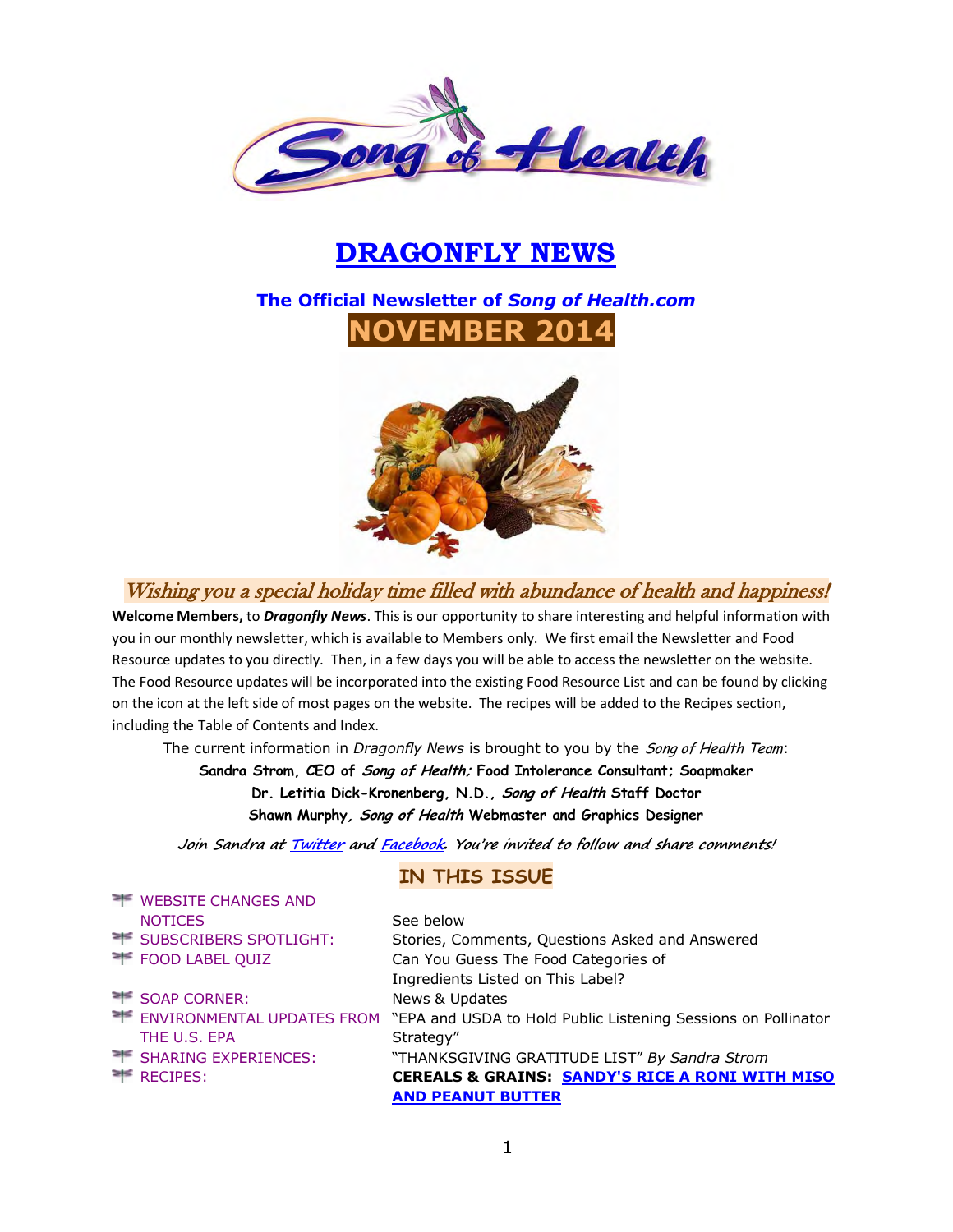# DRAGONFLY NEWS

### The Official Newsletter of *Song of Health.com*

## NOVEMBER 2014

*Wishing you a special holiday time filled with abundance of health and happiness!*

**Welcome Members,** to ***Dragonfly News***. This is our opportunity to share interesting and helpful information with you in our monthly newsletter, which is available to Members only. We first email the Newsletter and Food Resource updates to you directly. Then, in a few days you will be able to access the newsletter on the website. The Food Resource updates will be incorporated into the existing Food Resource List and can be found by clicking on the icon at the left side of most pages on the website. The recipes will be added to the Recipes section, including the Table of Contents and Index.

The current information in *Dragonfly News* is brought to you by the *Song of Health Team*:

**Sandra Strom, CEO of *Song of Health;* Food Intolerance Consultant; Soapmaker**
**Dr. Letitia Dick-Kronenberg, N.D., *Song of Health* Staff Doctor**
**Shawn Murphy, *Song of Health* Webmaster and Graphics Designer**

*Join Sandra at Twitter and Facebook. You're invited to follow and share comments!*

## IN THIS ISSUE

| | |
|---|---|
| WEBSITE CHANGES AND NOTICES | See below |
| SUBSCRIBERS SPOTLIGHT: | Stories, Comments, Questions Asked and Answered |
| FOOD LABEL QUIZ | Can You Guess The Food Categories of Ingredients Listed on This Label? |
| SOAP CORNER: | News & Updates |
| ENVIRONMENTAL UPDATES FROM THE U.S. EPA | "EPA and USDA to Hold Public Listening Sessions on Pollinator Strategy" |
| SHARING EXPERIENCES: | "THANKSGIVING GRATITUDE LIST" *By Sandra Strom* |
| RECIPES: | **CEREALS & GRAINS: SANDY'S RICE A RONI WITH MISO AND PEANUT BUTTER** |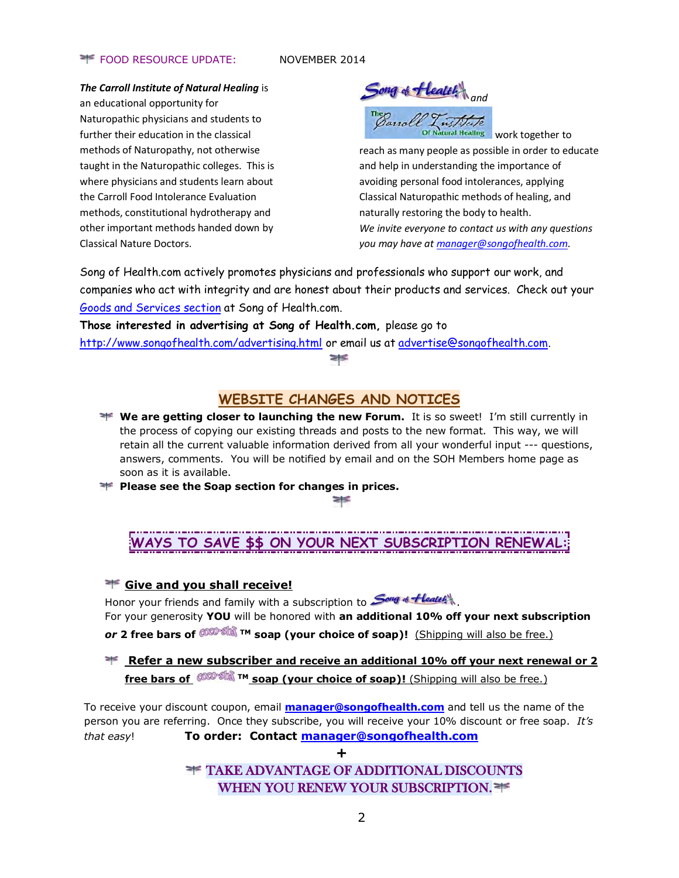FOOD RESOURCE UPDATE: NOVEMBER 2014

***The Carroll Institute of Natural Healing*** is an educational opportunity for Naturopathic physicians and students to further their education in the classical methods of Naturopathy, not otherwise taught in the Naturopathic colleges. This is where physicians and students learn about the Carroll Food Intolerance Evaluation methods, constitutional hydrotherapy and other important methods handed down by Classical Nature Doctors.

Song of Health *and* The Carroll Institute Of Natural Healing work together to reach as many people as possible in order to educate and help in understanding the importance of avoiding personal food intolerances, applying Classical Naturopathic methods of healing, and naturally restoring the body to health. *We invite everyone to contact us with any questions you may have at manager@songofhealth.com.*

Song of Health.com actively promotes physicians and professionals who support our work, and companies who act with integrity and are honest about their products and services. Check out your Goods and Services section at Song of Health.com.

**Those interested in advertising at Song of Health.com,** please go to http://www.songofhealth.com/advertising.html or email us at advertise@songofhealth.com.

## WEBSITE CHANGES AND NOTICES

- **We are getting closer to launching the new Forum.** It is so sweet! I'm still currently in the process of copying our existing threads and posts to the new format. This way, we will retain all the current valuable information derived from all your wonderful input --- questions, answers, comments. You will be notified by email and on the SOH Members home page as soon as it is available.
- **Please see the Soap section for changes in prices.**

## WAYS TO SAVE $$ ON YOUR NEXT SUBSCRIPTION RENEWAL:

### Give and you shall receive!

Honor your friends and family with a subscription to Song of Health.
For your generosity **YOU** will be honored with **an additional 10% off your next subscription *or* 2 free bars of coco-sha ™ soap (your choice of soap)!** (Shipping will also be free.)

### Refer a new subscriber and receive an additional 10% off your next renewal or 2 free bars of coco-sha ™ soap (your choice of soap)! (Shipping will also be free.)

To receive your discount coupon, email **manager@songofhealth.com** and tell us the name of the person you are referring. Once they subscribe, you will receive your 10% discount or free soap. *It's that easy*! **To order: Contact manager@songofhealth.com**

**+**

**TAKE ADVANTAGE OF ADDITIONAL DISCOUNTS WHEN YOU RENEW YOUR SUBSCRIPTION.**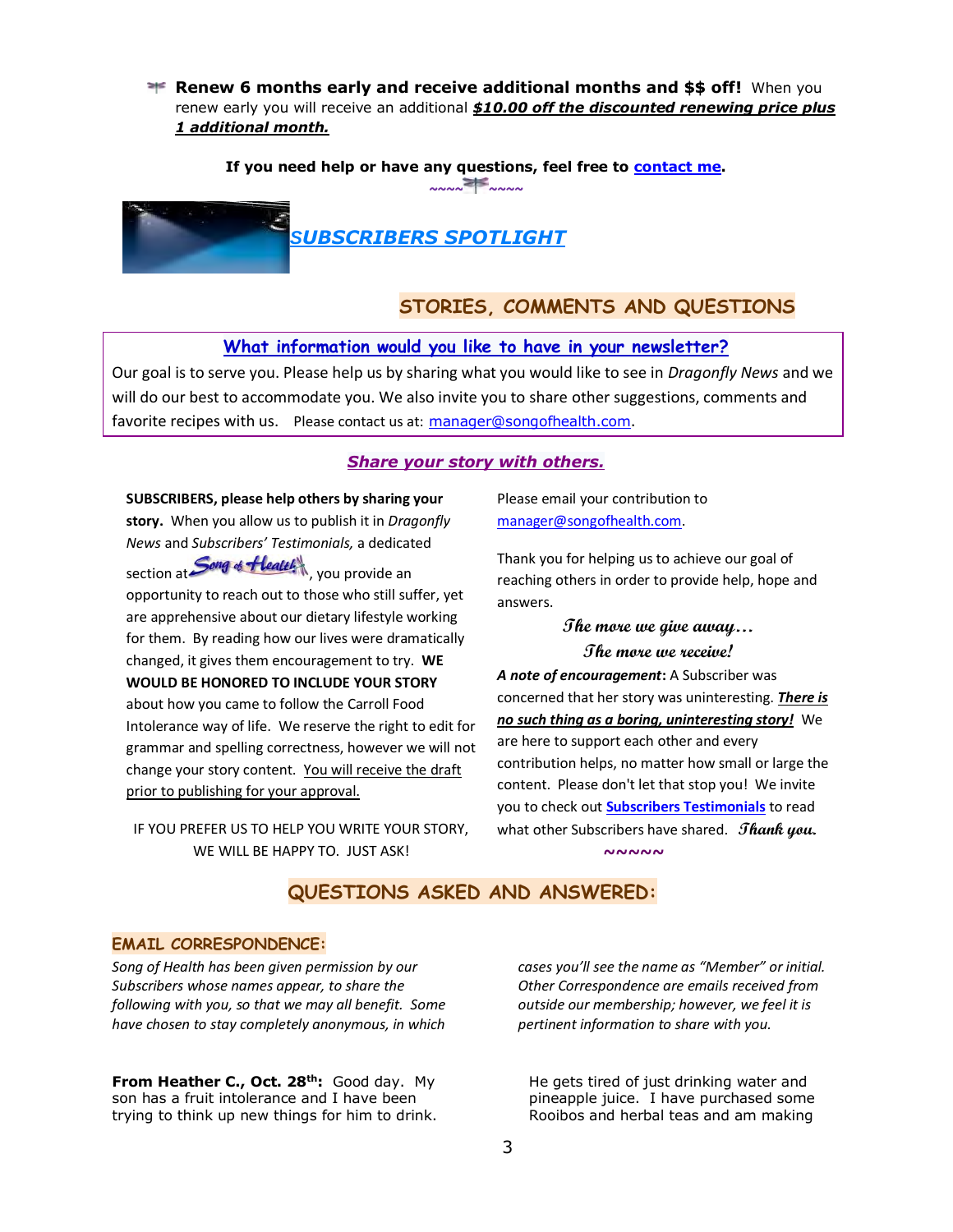- **Renew 6 months early and receive additional months and $$ off!** When you renew early you will receive an additional ***$10.00 off the discounted renewing price plus 1 additional month.***

**If you need help or have any questions, feel free to contact me.**

~~~~ ~~~~

## *SUBSCRIBERS SPOTLIGHT*

## STORIES, COMMENTS AND QUESTIONS

### What information would you like to have in your newsletter?

Our goal is to serve you. Please help us by sharing what you would like to see in *Dragonfly News* and we will do our best to accommodate you. We also invite you to share other suggestions, comments and favorite recipes with us. Please contact us at: manager@songofhealth.com.

### *Share your story with others.*

**SUBSCRIBERS, please help others by sharing your story.** When you allow us to publish it in *Dragonfly News* and *Subscribers' Testimonials,* a dedicated section at Song of Health, you provide an opportunity to reach out to those who still suffer, yet are apprehensive about our dietary lifestyle working for them. By reading how our lives were dramatically changed, it gives them encouragement to try. **WE WOULD BE HONORED TO INCLUDE YOUR STORY** about how you came to follow the Carroll Food Intolerance way of life. We reserve the right to edit for grammar and spelling correctness, however we will not change your story content. You will receive the draft prior to publishing for your approval.

IF YOU PREFER US TO HELP YOU WRITE YOUR STORY, WE WILL BE HAPPY TO. JUST ASK!

Please email your contribution to manager@songofhealth.com.

Thank you for helping us to achieve our goal of reaching others in order to provide help, hope and answers.

***The more we give away…***
***The more we receive!***

***A note of encouragement*:** A Subscriber was concerned that her story was uninteresting. ***There is no such thing as a boring, uninteresting story!*** We are here to support each other and every contribution helps, no matter how small or large the content. Please don't let that stop you! We invite you to check out **Subscribers Testimonials** to read what other Subscribers have shared. ***Thank you.***

~~~~~

## QUESTIONS ASKED AND ANSWERED:

### EMAIL CORRESPONDENCE:

*Song of Health has been given permission by our Subscribers whose names appear, to share the following with you, so that we may all benefit. Some have chosen to stay completely anonymous, in which cases you'll see the name as "Member" or initial. Other Correspondence are emails received from outside our membership; however, we feel it is pertinent information to share with you.*

**From Heather C., Oct. 28th:** Good day. My son has a fruit intolerance and I have been trying to think up new things for him to drink. He gets tired of just drinking water and pineapple juice. I have purchased some Rooibos and herbal teas and am making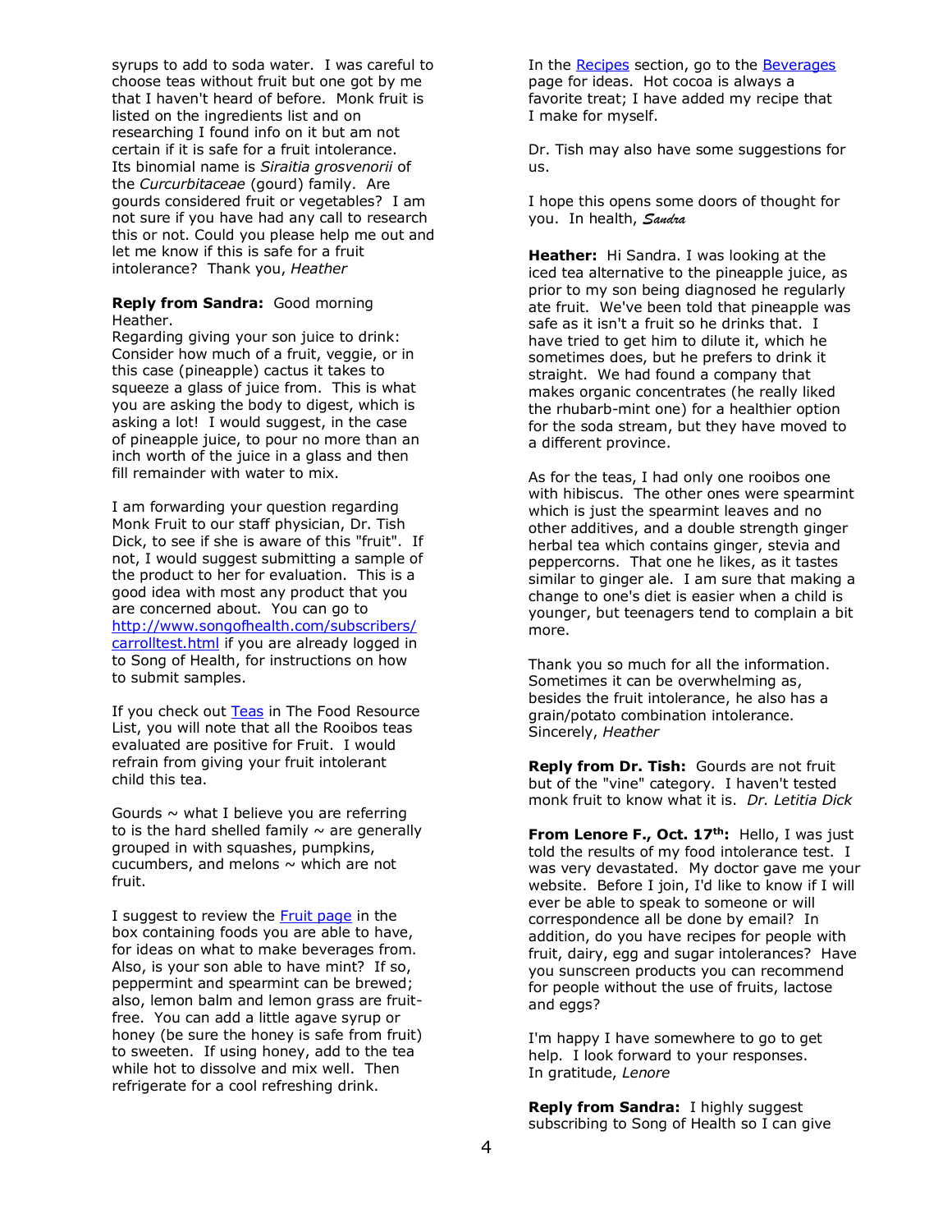syrups to add to soda water. I was careful to choose teas without fruit but one got by me that I haven't heard of before. Monk fruit is listed on the ingredients list and on researching I found info on it but am not certain if it is safe for a fruit intolerance. Its binomial name is *Siraitia grosvenorii* of the *Curcurbitaceae* (gourd) family. Are gourds considered fruit or vegetables? I am not sure if you have had any call to research this or not. Could you please help me out and let me know if this is safe for a fruit intolerance? Thank you, *Heather*

**Reply from Sandra:** Good morning Heather.
Regarding giving your son juice to drink: Consider how much of a fruit, veggie, or in this case (pineapple) cactus it takes to squeeze a glass of juice from. This is what you are asking the body to digest, which is asking a lot! I would suggest, in the case of pineapple juice, to pour no more than an inch worth of the juice in a glass and then fill remainder with water to mix.

I am forwarding your question regarding Monk Fruit to our staff physician, Dr. Tish Dick, to see if she is aware of this "fruit". If not, I would suggest submitting a sample of the product to her for evaluation. This is a good idea with most any product that you are concerned about. You can go to http://www.songofhealth.com/subscribers/carrolltest.html if you are already logged in to Song of Health, for instructions on how to submit samples.

If you check out Teas in The Food Resource List, you will note that all the Rooibos teas evaluated are positive for Fruit. I would refrain from giving your fruit intolerant child this tea.

Gourds ~ what I believe you are referring to is the hard shelled family ~ are generally grouped in with squashes, pumpkins, cucumbers, and melons ~ which are not fruit.

I suggest to review the Fruit page in the box containing foods you are able to have, for ideas on what to make beverages from. Also, is your son able to have mint? If so, peppermint and spearmint can be brewed; also, lemon balm and lemon grass are fruit-free. You can add a little agave syrup or honey (be sure the honey is safe from fruit) to sweeten. If using honey, add to the tea while hot to dissolve and mix well. Then refrigerate for a cool refreshing drink.

In the Recipes section, go to the Beverages page for ideas. Hot cocoa is always a favorite treat; I have added my recipe that I make for myself.

Dr. Tish may also have some suggestions for us.

I hope this opens some doors of thought for you. In health, *Sandra*

**Heather:** Hi Sandra. I was looking at the iced tea alternative to the pineapple juice, as prior to my son being diagnosed he regularly ate fruit. We've been told that pineapple was safe as it isn't a fruit so he drinks that. I have tried to get him to dilute it, which he sometimes does, but he prefers to drink it straight. We had found a company that makes organic concentrates (he really liked the rhubarb-mint one) for a healthier option for the soda stream, but they have moved to a different province.

As for the teas, I had only one rooibos one with hibiscus. The other ones were spearmint which is just the spearmint leaves and no other additives, and a double strength ginger herbal tea which contains ginger, stevia and peppercorns. That one he likes, as it tastes similar to ginger ale. I am sure that making a change to one's diet is easier when a child is younger, but teenagers tend to complain a bit more.

Thank you so much for all the information. Sometimes it can be overwhelming as, besides the fruit intolerance, he also has a grain/potato combination intolerance.
Sincerely, *Heather*

**Reply from Dr. Tish:** Gourds are not fruit but of the "vine" category. I haven't tested monk fruit to know what it is. *Dr. Letitia Dick*

**From Lenore F., Oct. 17th:** Hello, I was just told the results of my food intolerance test. I was very devastated. My doctor gave me your website. Before I join, I'd like to know if I will ever be able to speak to someone or will correspondence all be done by email? In addition, do you have recipes for people with fruit, dairy, egg and sugar intolerances? Have you sunscreen products you can recommend for people without the use of fruits, lactose and eggs?

I'm happy I have somewhere to go to get help. I look forward to your responses.
In gratitude, *Lenore*

**Reply from Sandra:** I highly suggest subscribing to Song of Health so I can give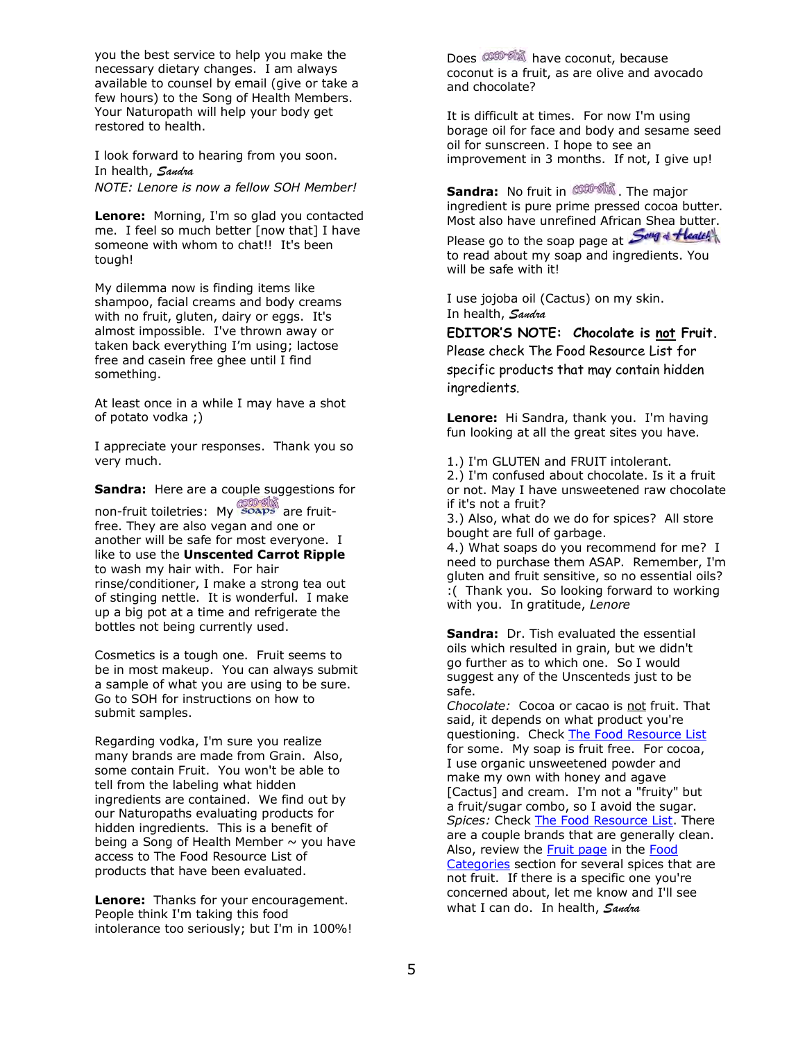you the best service to help you make the necessary dietary changes. I am always available to counsel by email (give or take a few hours) to the Song of Health Members. Your Naturopath will help your body get restored to health.

I look forward to hearing from you soon.
In health, *Sandra*
*NOTE: Lenore is now a fellow SOH Member!*

**Lenore:** Morning, I'm so glad you contacted me. I feel so much better [now that] I have someone with whom to chat!! It's been tough!

My dilemma now is finding items like shampoo, facial creams and body creams with no fruit, gluten, dairy or eggs. It's almost impossible. I've thrown away or taken back everything I'm using; lactose free and casein free ghee until I find something.

At least once in a while I may have a shot of potato vodka ;)

I appreciate your responses. Thank you so very much.

**Sandra:** Here are a couple suggestions for non-fruit toiletries: My COCO-SHA SOAPS are fruit-free. They are also vegan and one or another will be safe for most everyone. I like to use the **Unscented Carrot Ripple** to wash my hair with. For hair rinse/conditioner, I make a strong tea out of stinging nettle. It is wonderful. I make up a big pot at a time and refrigerate the bottles not being currently used.

Cosmetics is a tough one. Fruit seems to be in most makeup. You can always submit a sample of what you are using to be sure. Go to SOH for instructions on how to submit samples.

Regarding vodka, I'm sure you realize many brands are made from Grain. Also, some contain Fruit. You won't be able to tell from the labeling what hidden ingredients are contained. We find out by our Naturopaths evaluating products for hidden ingredients. This is a benefit of being a Song of Health Member ~ you have access to The Food Resource List of products that have been evaluated.

**Lenore:** Thanks for your encouragement. People think I'm taking this food intolerance too seriously; but I'm in 100%!

Does COCO-SHA have coconut, because coconut is a fruit, as are olive and avocado and chocolate?

It is difficult at times. For now I'm using borage oil for face and body and sesame seed oil for sunscreen. I hope to see an improvement in 3 months. If not, I give up!

**Sandra:** No fruit in COCO-SHA. The major ingredient is pure prime pressed cocoa butter. Most also have unrefined African Shea butter. Please go to the soap page at Song of Health to read about my soap and ingredients. You will be safe with it!

I use jojoba oil (Cactus) on my skin.
In health, *Sandra*

**EDITOR'S NOTE: Chocolate is not Fruit.** Please check The Food Resource List for specific products that may contain hidden ingredients.

**Lenore:** Hi Sandra, thank you. I'm having fun looking at all the great sites you have.

1.) I'm GLUTEN and FRUIT intolerant.
2.) I'm confused about chocolate. Is it a fruit or not. May I have unsweetened raw chocolate if it's not a fruit?
3.) Also, what do we do for spices? All store bought are full of garbage.
4.) What soaps do you recommend for me? I need to purchase them ASAP. Remember, I'm gluten and fruit sensitive, so no essential oils? :( Thank you. So looking forward to working with you. In gratitude, *Lenore*

**Sandra:** Dr. Tish evaluated the essential oils which resulted in grain, but we didn't go further as to which one. So I would suggest any of the Unscenteds just to be safe.
*Chocolate:* Cocoa or cacao is not fruit. That said, it depends on what product you're questioning. Check The Food Resource List for some. My soap is fruit free. For cocoa, I use organic unsweetened powder and make my own with honey and agave [Cactus] and cream. I'm not a "fruity" but a fruit/sugar combo, so I avoid the sugar.
*Spices:* Check The Food Resource List. There are a couple brands that are generally clean. Also, review the Fruit page in the Food Categories section for several spices that are not fruit. If there is a specific one you're concerned about, let me know and I'll see what I can do. In health, *Sandra*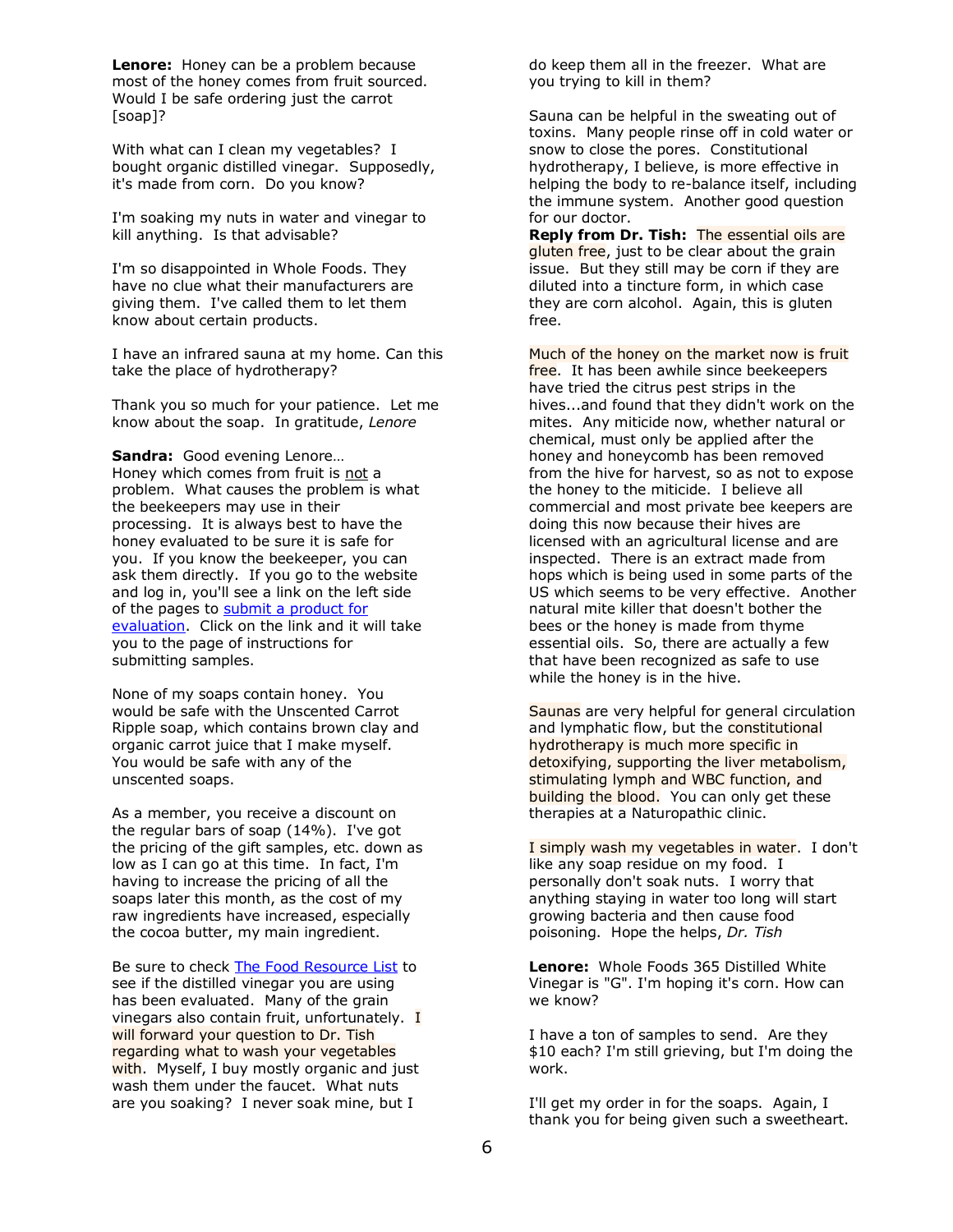**Lenore:** Honey can be a problem because most of the honey comes from fruit sourced. Would I be safe ordering just the carrot [soap]?

With what can I clean my vegetables? I bought organic distilled vinegar. Supposedly, it's made from corn. Do you know?

I'm soaking my nuts in water and vinegar to kill anything. Is that advisable?

I'm so disappointed in Whole Foods. They have no clue what their manufacturers are giving them. I've called them to let them know about certain products.

I have an infrared sauna at my home. Can this take the place of hydrotherapy?

Thank you so much for your patience. Let me know about the soap. In gratitude, *Lenore*

**Sandra:** Good evening Lenore…
Honey which comes from fruit is <u>not</u> a problem. What causes the problem is what the beekeepers may use in their processing. It is always best to have the honey evaluated to be sure it is safe for you. If you know the beekeeper, you can ask them directly. If you go to the website and log in, you'll see a link on the left side of the pages to [submit a product for evaluation](). Click on the link and it will take you to the page of instructions for submitting samples.

None of my soaps contain honey. You would be safe with the Unscented Carrot Ripple soap, which contains brown clay and organic carrot juice that I make myself. You would be safe with any of the unscented soaps.

As a member, you receive a discount on the regular bars of soap (14%). I've got the pricing of the gift samples, etc. down as low as I can go at this time. In fact, I'm having to increase the pricing of all the soaps later this month, as the cost of my raw ingredients have increased, especially the cocoa butter, my main ingredient.

Be sure to check [The Food Resource List]() to see if the distilled vinegar you are using has been evaluated. Many of the grain vinegars also contain fruit, unfortunately. I will forward your question to Dr. Tish regarding what to wash your vegetables with. Myself, I buy mostly organic and just wash them under the faucet. What nuts are you soaking? I never soak mine, but I do keep them all in the freezer. What are you trying to kill in them?

Sauna can be helpful in the sweating out of toxins. Many people rinse off in cold water or snow to close the pores. Constitutional hydrotherapy, I believe, is more effective in helping the body to re-balance itself, including the immune system. Another good question for our doctor.

**Reply from Dr. Tish:** The essential oils are gluten free, just to be clear about the grain issue. But they still may be corn if they are diluted into a tincture form, in which case they are corn alcohol. Again, this is gluten free.

Much of the honey on the market now is fruit free. It has been awhile since beekeepers have tried the citrus pest strips in the hives...and found that they didn't work on the mites. Any miticide now, whether natural or chemical, must only be applied after the honey and honeycomb has been removed from the hive for harvest, so as not to expose the honey to the miticide. I believe all commercial and most private bee keepers are doing this now because their hives are licensed with an agricultural license and are inspected. There is an extract made from hops which is being used in some parts of the US which seems to be very effective. Another natural mite killer that doesn't bother the bees or the honey is made from thyme essential oils. So, there are actually a few that have been recognized as safe to use while the honey is in the hive.

Saunas are very helpful for general circulation and lymphatic flow, but the constitutional hydrotherapy is much more specific in detoxifying, supporting the liver metabolism, stimulating lymph and WBC function, and building the blood. You can only get these therapies at a Naturopathic clinic.

I simply wash my vegetables in water. I don't like any soap residue on my food. I personally don't soak nuts. I worry that anything staying in water too long will start growing bacteria and then cause food poisoning. Hope the helps, *Dr. Tish*

**Lenore:** Whole Foods 365 Distilled White Vinegar is "G". I'm hoping it's corn. How can we know?

I have a ton of samples to send. Are they $10 each? I'm still grieving, but I'm doing the work.

I'll get my order in for the soaps. Again, I thank you for being given such a sweetheart.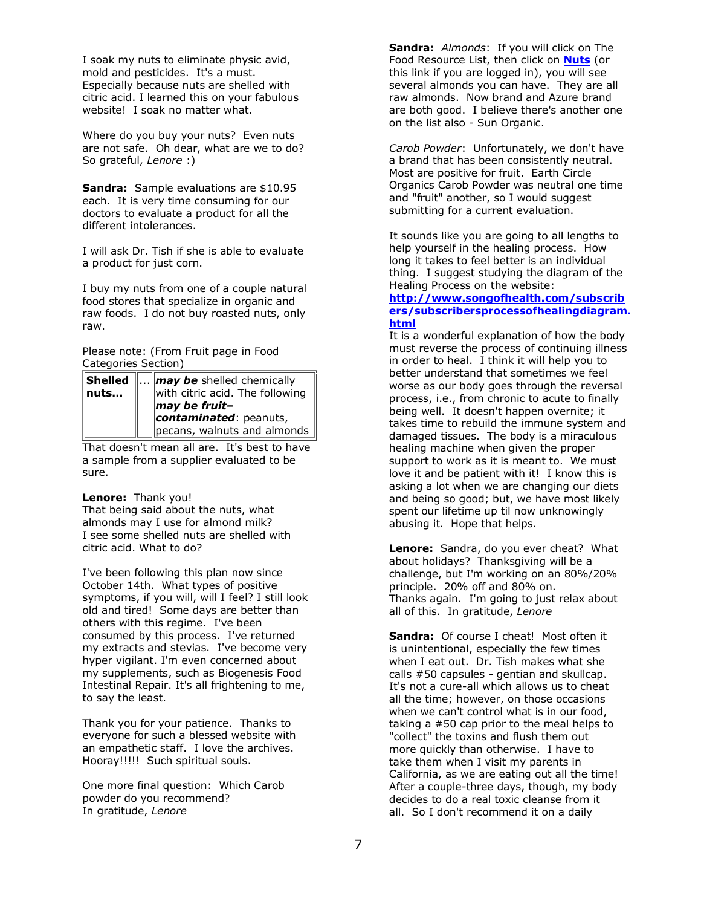I soak my nuts to eliminate physic avid, mold and pesticides. It's a must. Especially because nuts are shelled with citric acid. I learned this on your fabulous website! I soak no matter what.

Where do you buy your nuts? Even nuts are not safe. Oh dear, what are we to do? So grateful, *Lenore* :)

**Sandra:** Sample evaluations are $10.95 each. It is very time consuming for our doctors to evaluate a product for all the different intolerances.

I will ask Dr. Tish if she is able to evaluate a product for just corn.

I buy my nuts from one of a couple natural food stores that specialize in organic and raw foods. I do not buy roasted nuts, only raw.

Please note: (From Fruit page in Food Categories Section)

| **Shelled nuts...** | ... | ***may be*** shelled chemically with citric acid. The following ***may be fruit–contaminated***: peanuts, pecans, walnuts and almonds |
|---|---|---|

That doesn't mean all are. It's best to have a sample from a supplier evaluated to be sure.

**Lenore:** Thank you!
That being said about the nuts, what almonds may I use for almond milk?
I see some shelled nuts are shelled with citric acid. What to do?

I've been following this plan now since October 14th. What types of positive symptoms, if you will, will I feel? I still look old and tired! Some days are better than others with this regime. I've been consumed by this process. I've returned my extracts and stevias. I've become very hyper vigilant. I'm even concerned about my supplements, such as Biogenesis Food Intestinal Repair. It's all frightening to me, to say the least.

Thank you for your patience. Thanks to everyone for such a blessed website with an empathetic staff. I love the archives. Hooray!!!!! Such spiritual souls.

One more final question: Which Carob powder do you recommend?
In gratitude, *Lenore*

**Sandra:** *Almonds*: If you will click on The Food Resource List, then click on **Nuts** (or this link if you are logged in), you will see several almonds you can have. They are all raw almonds. Now brand and Azure brand are both good. I believe there's another one on the list also - Sun Organic.

*Carob Powder*: Unfortunately, we don't have a brand that has been consistently neutral. Most are positive for fruit. Earth Circle Organics Carob Powder was neutral one time and "fruit" another, so I would suggest submitting for a current evaluation.

It sounds like you are going to all lengths to help yourself in the healing process. How long it takes to feel better is an individual thing. I suggest studying the diagram of the Healing Process on the website:
**http://www.songofhealth.com/subscribers/subscribersprocessofhealingdiagram.html**
It is a wonderful explanation of how the body must reverse the process of continuing illness in order to heal. I think it will help you to better understand that sometimes we feel worse as our body goes through the reversal process, i.e., from chronic to acute to finally being well. It doesn't happen overnite; it takes time to rebuild the immune system and damaged tissues. The body is a miraculous healing machine when given the proper support to work as it is meant to. We must love it and be patient with it! I know this is asking a lot when we are changing our diets and being so good; but, we have most likely spent our lifetime up til now unknowingly abusing it. Hope that helps.

**Lenore:** Sandra, do you ever cheat? What about holidays? Thanksgiving will be a challenge, but I'm working on an 80%/20% principle. 20% off and 80% on.
Thanks again. I'm going to just relax about all of this. In gratitude, *Lenore*

**Sandra:** Of course I cheat! Most often it is unintentional, especially the few times when I eat out. Dr. Tish makes what she calls #50 capsules - gentian and skullcap. It's not a cure-all which allows us to cheat all the time; however, on those occasions when we can't control what is in our food, taking a #50 cap prior to the meal helps to "collect" the toxins and flush them out more quickly than otherwise. I have to take them when I visit my parents in California, as we are eating out all the time! After a couple-three days, though, my body decides to do a real toxic cleanse from it all. So I don't recommend it on a daily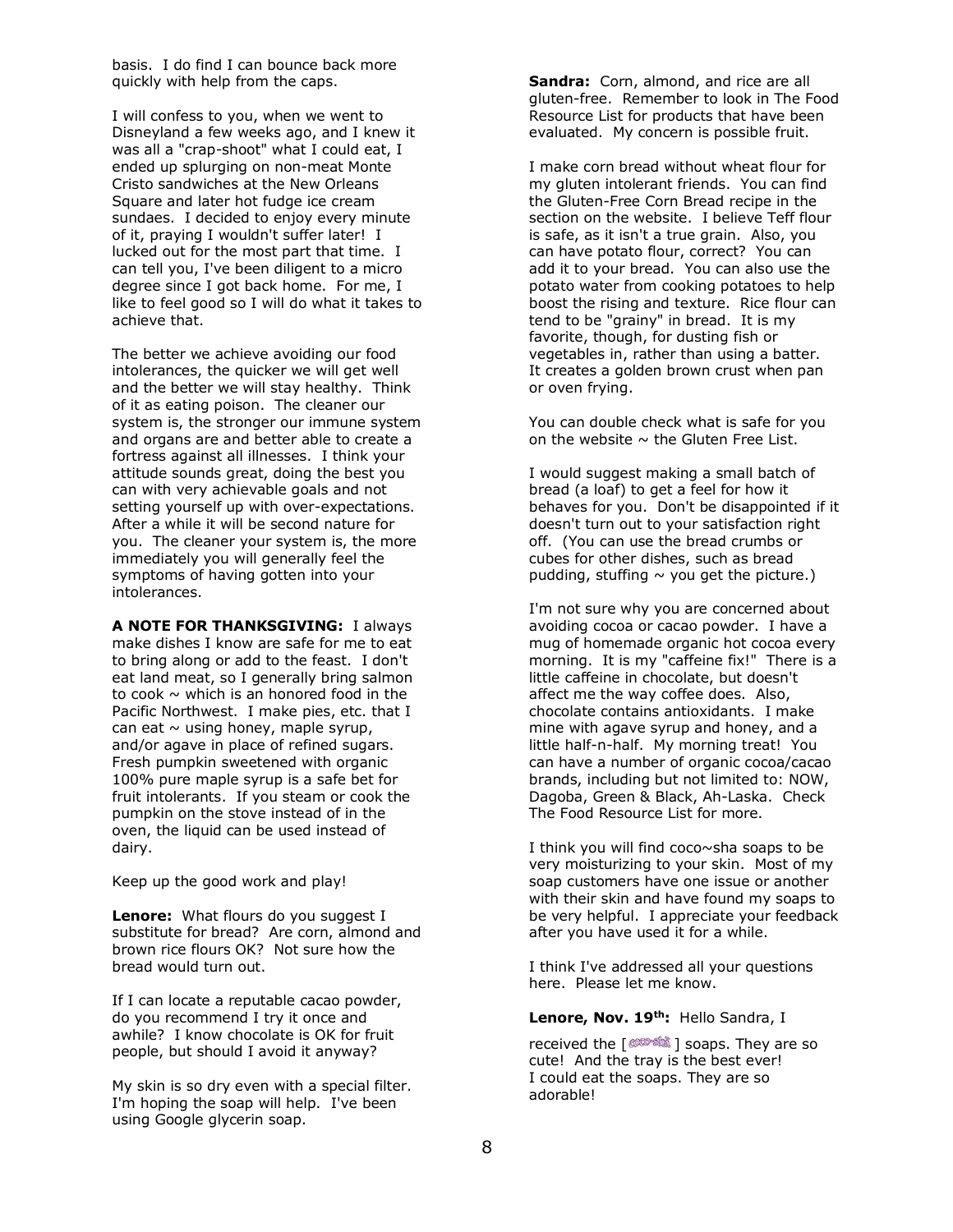basis. I do find I can bounce back more quickly with help from the caps.

I will confess to you, when we went to Disneyland a few weeks ago, and I knew it was all a "crap-shoot" what I could eat, I ended up splurging on non-meat Monte Cristo sandwiches at the New Orleans Square and later hot fudge ice cream sundaes. I decided to enjoy every minute of it, praying I wouldn't suffer later! I lucked out for the most part that time. I can tell you, I've been diligent to a micro degree since I got back home. For me, I like to feel good so I will do what it takes to achieve that.

The better we achieve avoiding our food intolerances, the quicker we will get well and the better we will stay healthy. Think of it as eating poison. The cleaner our system is, the stronger our immune system and organs are and better able to create a fortress against all illnesses. I think your attitude sounds great, doing the best you can with very achievable goals and not setting yourself up with over-expectations. After a while it will be second nature for you. The cleaner your system is, the more immediately you will generally feel the symptoms of having gotten into your intolerances.

**A NOTE FOR THANKSGIVING:** I always make dishes I know are safe for me to eat to bring along or add to the feast. I don't eat land meat, so I generally bring salmon to cook ~ which is an honored food in the Pacific Northwest. I make pies, etc. that I can eat ~ using honey, maple syrup, and/or agave in place of refined sugars. Fresh pumpkin sweetened with organic 100% pure maple syrup is a safe bet for fruit intolerants. If you steam or cook the pumpkin on the stove instead of in the oven, the liquid can be used instead of dairy.

Keep up the good work and play!

**Lenore:** What flours do you suggest I substitute for bread? Are corn, almond and brown rice flours OK? Not sure how the bread would turn out.

If I can locate a reputable cacao powder, do you recommend I try it once and awhile? I know chocolate is OK for fruit people, but should I avoid it anyway?

My skin is so dry even with a special filter. I'm hoping the soap will help. I've been using Google glycerin soap.

**Sandra:** Corn, almond, and rice are all gluten-free. Remember to look in The Food Resource List for products that have been evaluated. My concern is possible fruit.

I make corn bread without wheat flour for my gluten intolerant friends. You can find the Gluten-Free Corn Bread recipe in the section on the website. I believe Teff flour is safe, as it isn't a true grain. Also, you can have potato flour, correct? You can add it to your bread. You can also use the potato water from cooking potatoes to help boost the rising and texture. Rice flour can tend to be "grainy" in bread. It is my favorite, though, for dusting fish or vegetables in, rather than using a batter. It creates a golden brown crust when pan or oven frying.

You can double check what is safe for you on the website ~ the Gluten Free List.

I would suggest making a small batch of bread (a loaf) to get a feel for how it behaves for you. Don't be disappointed if it doesn't turn out to your satisfaction right off. (You can use the bread crumbs or cubes for other dishes, such as bread pudding, stuffing ~ you get the picture.)

I'm not sure why you are concerned about avoiding cocoa or cacao powder. I have a mug of homemade organic hot cocoa every morning. It is my "caffeine fix!" There is a little caffeine in chocolate, but doesn't affect me the way coffee does. Also, chocolate contains antioxidants. I make mine with agave syrup and honey, and a little half-n-half. My morning treat! You can have a number of organic cocoa/cacao brands, including but not limited to: NOW, Dagoba, Green & Black, Ah-Laska. Check The Food Resource List for more.

I think you will find coco~sha soaps to be very moisturizing to your skin. Most of my soap customers have one issue or another with their skin and have found my soaps to be very helpful. I appreciate your feedback after you have used it for a while.

I think I've addressed all your questions here. Please let me know.

**Lenore, Nov. 19th:** Hello Sandra, I received the [ coco~sha ] soaps. They are so cute! And the tray is the best ever! I could eat the soaps. They are so adorable!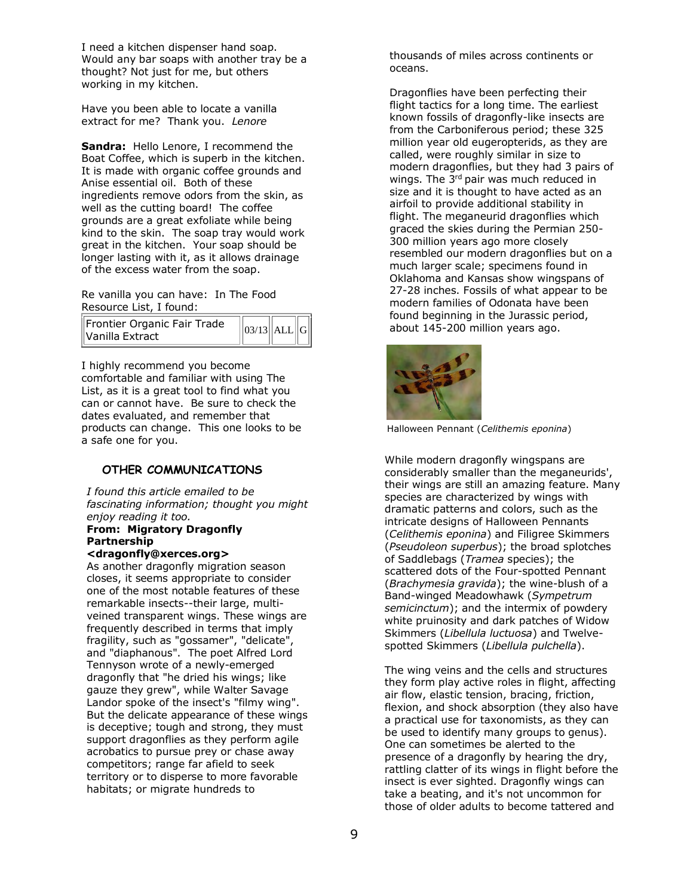I need a kitchen dispenser hand soap. Would any bar soaps with another tray be a thought? Not just for me, but others working in my kitchen.

Have you been able to locate a vanilla extract for me? Thank you. *Lenore*

**Sandra:** Hello Lenore, I recommend the Boat Coffee, which is superb in the kitchen. It is made with organic coffee grounds and Anise essential oil. Both of these ingredients remove odors from the skin, as well as the cutting board! The coffee grounds are a great exfoliate while being kind to the skin. The soap tray would work great in the kitchen. Your soap should be longer lasting with it, as it allows drainage of the excess water from the soap.

Re vanilla you can have: In The Food Resource List, I found:

| Frontier Organic Fair Trade Vanilla Extract | 03/13 | ALL | G |
|---|---|---|---|

I highly recommend you become comfortable and familiar with using The List, as it is a great tool to find what you can or cannot have. Be sure to check the dates evaluated, and remember that products can change. This one looks to be a safe one for you.

## OTHER COMMUNICATIONS

*I found this article emailed to be fascinating information; thought you might enjoy reading it too.*

**From: Migratory Dragonfly Partnership <dragonfly@xerces.org>**

As another dragonfly migration season closes, it seems appropriate to consider one of the most notable features of these remarkable insects--their large, multi-veined transparent wings. These wings are frequently described in terms that imply fragility, such as "gossamer", "delicate", and "diaphanous". The poet Alfred Lord Tennyson wrote of a newly-emerged dragonfly that "he dried his wings; like gauze they grew", while Walter Savage Landor spoke of the insect's "filmy wing". But the delicate appearance of these wings is deceptive; tough and strong, they must support dragonflies as they perform agile acrobatics to pursue prey or chase away competitors; range far afield to seek territory or to disperse to more favorable habitats; or migrate hundreds to thousands of miles across continents or oceans.

Dragonflies have been perfecting their flight tactics for a long time. The earliest known fossils of dragonfly-like insects are from the Carboniferous period; these 325 million year old eugeropterids, as they are called, were roughly similar in size to modern dragonflies, but they had 3 pairs of wings. The 3rd pair was much reduced in size and it is thought to have acted as an airfoil to provide additional stability in flight. The meganeurid dragonflies which graced the skies during the Permian 250-300 million years ago more closely resembled our modern dragonflies but on a much larger scale; specimens found in Oklahoma and Kansas show wingspans of 27-28 inches. Fossils of what appear to be modern families of Odonata have been found beginning in the Jurassic period, about 145-200 million years ago.

Halloween Pennant (*Celithemis eponina*)

While modern dragonfly wingspans are considerably smaller than the meganeurids', their wings are still an amazing feature. Many species are characterized by wings with dramatic patterns and colors, such as the intricate designs of Halloween Pennants (*Celithemis eponina*) and Filigree Skimmers (*Pseudoleon superbus*); the broad splotches of Saddlebags (*Tramea* species); the scattered dots of the Four-spotted Pennant (*Brachymesia gravida*); the wine-blush of a Band-winged Meadowhawk (*Sympetrum semicinctum*); and the intermix of powdery white pruinosity and dark patches of Widow Skimmers (*Libellula luctuosa*) and Twelve-spotted Skimmers (*Libellula pulchella*).

The wing veins and the cells and structures they form play active roles in flight, affecting air flow, elastic tension, bracing, friction, flexion, and shock absorption (they also have a practical use for taxonomists, as they can be used to identify many groups to genus). One can sometimes be alerted to the presence of a dragonfly by hearing the dry, rattling clatter of its wings in flight before the insect is ever sighted. Dragonfly wings can take a beating, and it's not uncommon for those of older adults to become tattered and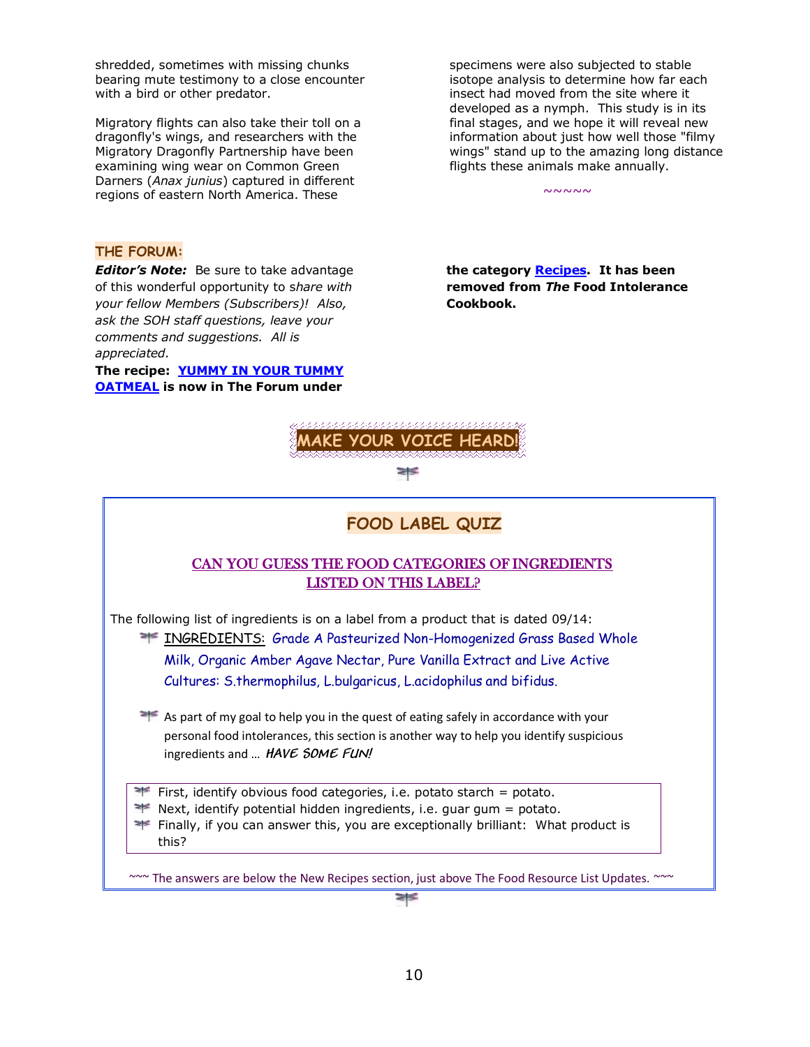shredded, sometimes with missing chunks bearing mute testimony to a close encounter with a bird or other predator.

Migratory flights can also take their toll on a dragonfly's wings, and researchers with the Migratory Dragonfly Partnership have been examining wing wear on Common Green Darners (*Anax junius*) captured in different regions of eastern North America. These specimens were also subjected to stable isotope analysis to determine how far each insect had moved from the site where it developed as a nymph. This study is in its final stages, and we hope it will reveal new information about just how well those "filmy wings" stand up to the amazing long distance flights these animals make annually.

~~~~~

## THE FORUM:

***Editor's Note:*** Be sure to take advantage of this wonderful opportunity to *share with your fellow Members (Subscribers)! Also, ask the SOH staff questions, leave your comments and suggestions. All is appreciated.*

**The recipe: YUMMY IN YOUR TUMMY OATMEAL is now in The Forum under the category Recipes. It has been removed from *The* Food Intolerance Cookbook.**

**MAKE YOUR VOICE HEARD!**

## FOOD LABEL QUIZ

### CAN YOU GUESS THE FOOD CATEGORIES OF INGREDIENTS LISTED ON THIS LABEL?

The following list of ingredients is on a label from a product that is dated 09/14:

- INGREDIENTS: Grade A Pasteurized Non-Homogenized Grass Based Whole Milk, Organic Amber Agave Nectar, Pure Vanilla Extract and Live Active Cultures: S.thermophilus, L.bulgaricus, L.acidophilus and bifidus.

- As part of my goal to help you in the quest of eating safely in accordance with your personal food intolerances, this section is another way to help you identify suspicious ingredients and … ***HAVE SOME FUN!***

- First, identify obvious food categories, i.e. potato starch = potato.
- Next, identify potential hidden ingredients, i.e. guar gum = potato.
- Finally, if you can answer this, you are exceptionally brilliant: What product is this?

~~~ The answers are below the New Recipes section, just above The Food Resource List Updates. ~~~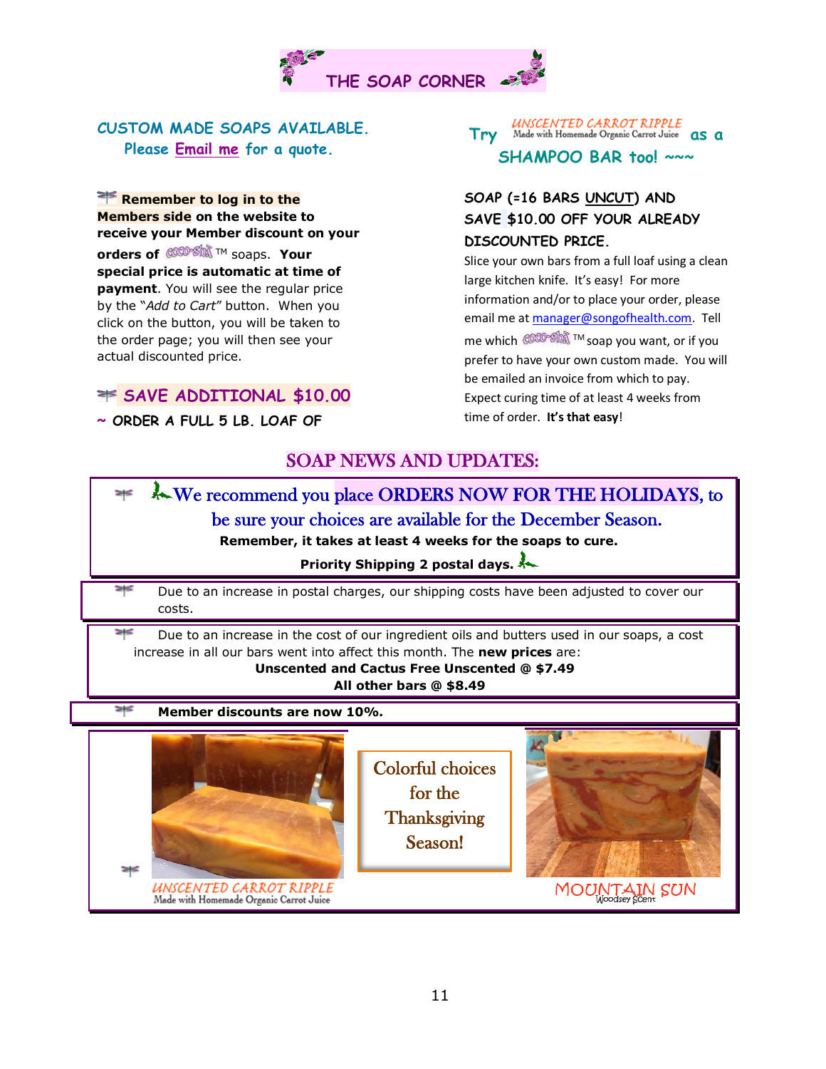# THE SOAP CORNER

**CUSTOM MADE SOAPS AVAILABLE.**
**Please Email me for a quote.**

**Remember to log in to the Members side on the website to receive your Member discount on your orders of** COCO-SHA ™ soaps. **Your special price is automatic at time of payment**. You will see the regular price by the "*Add to Cart*" button. When you click on the button, you will be taken to the order page; you will then see your actual discounted price.

**SAVE ADDITIONAL $10.00**

**~ ORDER A FULL 5 LB. LOAF OF SOAP (=16 BARS UNCUT) AND SAVE $10.00 OFF YOUR ALREADY DISCOUNTED PRICE.**

Slice your own bars from a full loaf using a clean large kitchen knife. It's easy! For more information and/or to place your order, please email me at manager@songofhealth.com. Tell me which COCO-SHA ™ soap you want, or if you prefer to have your own custom made. You will be emailed an invoice from which to pay. Expect curing time of at least 4 weeks from time of order. **It's that easy**!

**Try** UNSCENTED CARROT RIPPLE (Made with Homemade Organic Carrot Juice) **as a SHAMPOO BAR too! ~~~**

## SOAP NEWS AND UPDATES:

We recommend you place ORDERS NOW FOR THE HOLIDAYS, to be sure your choices are available for the December Season.

**Remember, it takes at least 4 weeks for the soaps to cure.**

**Priority Shipping 2 postal days.**

Due to an increase in postal charges, our shipping costs have been adjusted to cover our costs.

Due to an increase in the cost of our ingredient oils and butters used in our soaps, a cost increase in all our bars went into affect this month. The **new prices** are:

**Unscented and Cactus Free Unscented @ $7.49**
**All other bars @ $8.49**

**Member discounts are now 10%.**

UNSCENTED CARROT RIPPLE
Made with Homemade Organic Carrot Juice

Colorful choices for the Thanksgiving Season!

MOUNTAIN SUN
Woodsey Scent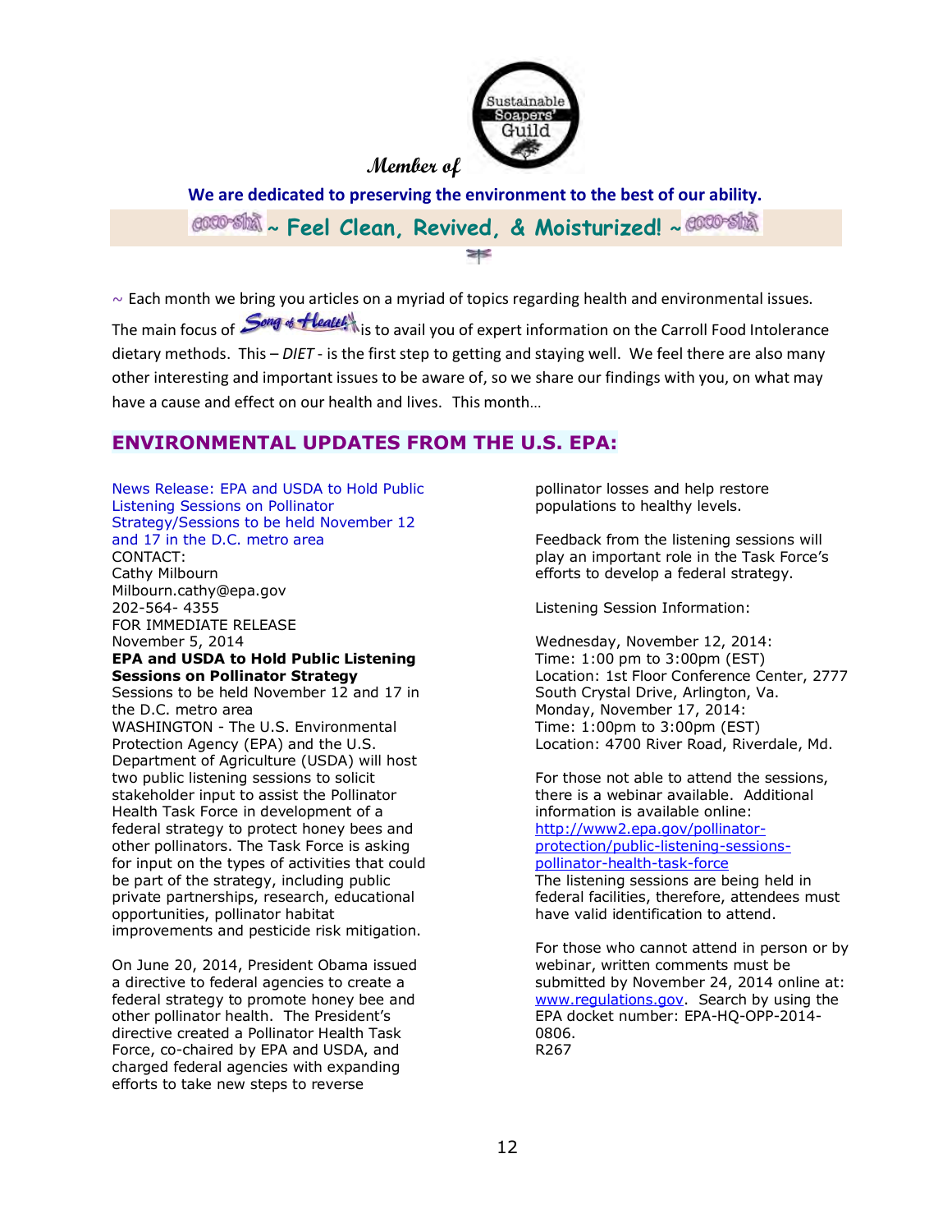**Member of**

**We are dedicated to preserving the environment to the best of our ability.**

**~ Feel Clean, Revived, & Moisturized! ~**

~ Each month we bring you articles on a myriad of topics regarding health and environmental issues. The main focus of Song of Health is to avail you of expert information on the Carroll Food Intolerance dietary methods. This – *DIET* - is the first step to getting and staying well. We feel there are also many other interesting and important issues to be aware of, so we share our findings with you, on what may have a cause and effect on our health and lives. This month…

## ENVIRONMENTAL UPDATES FROM THE U.S. EPA:

News Release: EPA and USDA to Hold Public Listening Sessions on Pollinator Strategy/Sessions to be held November 12 and 17 in the D.C. metro area

CONTACT:
Cathy Milbourn
Milbourn.cathy@epa.gov
202-564- 4355
FOR IMMEDIATE RELEASE
November 5, 2014

**EPA and USDA to Hold Public Listening Sessions on Pollinator Strategy**

Sessions to be held November 12 and 17 in the D.C. metro area

WASHINGTON - The U.S. Environmental Protection Agency (EPA) and the U.S. Department of Agriculture (USDA) will host two public listening sessions to solicit stakeholder input to assist the Pollinator Health Task Force in development of a federal strategy to protect honey bees and other pollinators. The Task Force is asking for input on the types of activities that could be part of the strategy, including public private partnerships, research, educational opportunities, pollinator habitat improvements and pesticide risk mitigation.

On June 20, 2014, President Obama issued a directive to federal agencies to create a federal strategy to promote honey bee and other pollinator health. The President's directive created a Pollinator Health Task Force, co-chaired by EPA and USDA, and charged federal agencies with expanding efforts to take new steps to reverse pollinator losses and help restore populations to healthy levels.

Feedback from the listening sessions will play an important role in the Task Force's efforts to develop a federal strategy.

Listening Session Information:

Wednesday, November 12, 2014:
Time: 1:00 pm to 3:00pm (EST)
Location: 1st Floor Conference Center, 2777 South Crystal Drive, Arlington, Va.
Monday, November 17, 2014:
Time: 1:00pm to 3:00pm (EST)
Location: 4700 River Road, Riverdale, Md.

For those not able to attend the sessions, there is a webinar available. Additional information is available online: http://www2.epa.gov/pollinator-protection/public-listening-sessions-pollinator-health-task-force
The listening sessions are being held in federal facilities, therefore, attendees must have valid identification to attend.

For those who cannot attend in person or by webinar, written comments must be submitted by November 24, 2014 online at: www.regulations.gov. Search by using the EPA docket number: EPA-HQ-OPP-2014-0806.
R267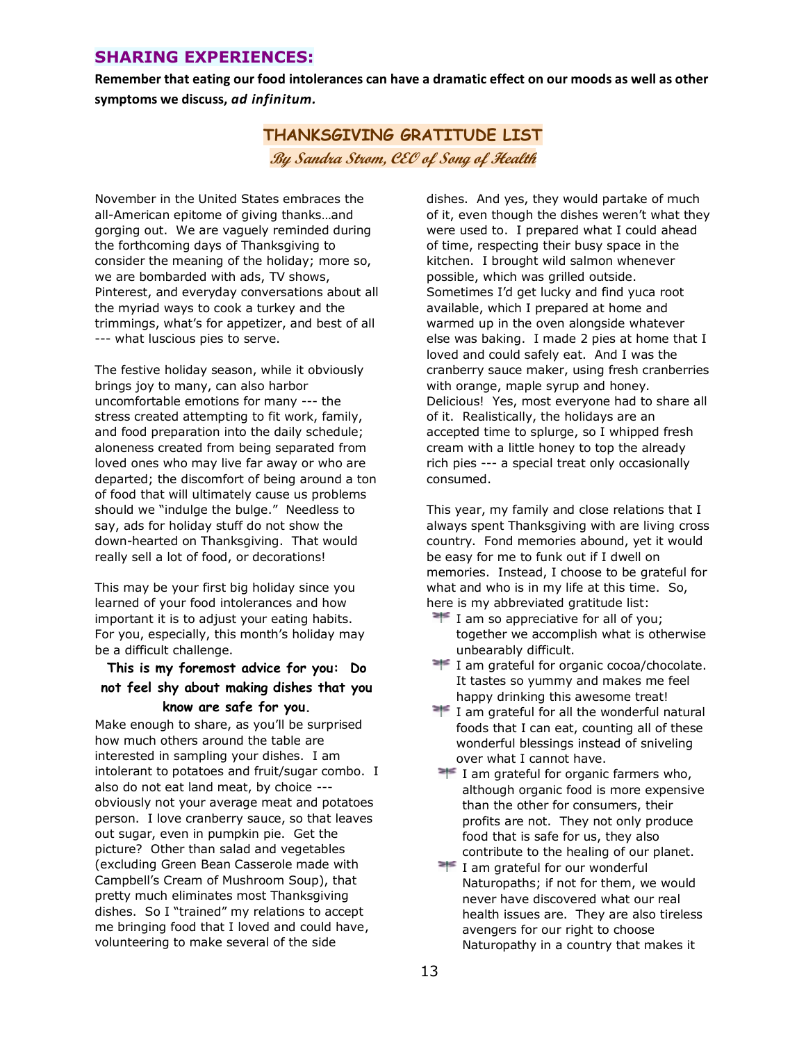## SHARING EXPERIENCES:

**Remember that eating our food intolerances can have a dramatic effect on our moods as well as other symptoms we discuss, *ad infinitum.***

### THANKSGIVING GRATITUDE LIST

***By Sandra Strom, CEO of Song of Health***

November in the United States embraces the all-American epitome of giving thanks…and gorging out. We are vaguely reminded during the forthcoming days of Thanksgiving to consider the meaning of the holiday; more so, we are bombarded with ads, TV shows, Pinterest, and everyday conversations about all the myriad ways to cook a turkey and the trimmings, what's for appetizer, and best of all --- what luscious pies to serve.

The festive holiday season, while it obviously brings joy to many, can also harbor uncomfortable emotions for many --- the stress created attempting to fit work, family, and food preparation into the daily schedule; aloneness created from being separated from loved ones who may live far away or who are departed; the discomfort of being around a ton of food that will ultimately cause us problems should we "indulge the bulge." Needless to say, ads for holiday stuff do not show the down-hearted on Thanksgiving. That would really sell a lot of food, or decorations!

This may be your first big holiday since you learned of your food intolerances and how important it is to adjust your eating habits. For you, especially, this month's holiday may be a difficult challenge.

**This is my foremost advice for you: Do not feel shy about making dishes that you know are safe for you.**

Make enough to share, as you'll be surprised how much others around the table are interested in sampling your dishes. I am intolerant to potatoes and fruit/sugar combo. I also do not eat land meat, by choice --- obviously not your average meat and potatoes person. I love cranberry sauce, so that leaves out sugar, even in pumpkin pie. Get the picture? Other than salad and vegetables (excluding Green Bean Casserole made with Campbell's Cream of Mushroom Soup), that pretty much eliminates most Thanksgiving dishes. So I "trained" my relations to accept me bringing food that I loved and could have, volunteering to make several of the side dishes. And yes, they would partake of much of it, even though the dishes weren't what they were used to. I prepared what I could ahead of time, respecting their busy space in the kitchen. I brought wild salmon whenever possible, which was grilled outside. Sometimes I'd get lucky and find yuca root available, which I prepared at home and warmed up in the oven alongside whatever else was baking. I made 2 pies at home that I loved and could safely eat. And I was the cranberry sauce maker, using fresh cranberries with orange, maple syrup and honey. Delicious! Yes, most everyone had to share all of it. Realistically, the holidays are an accepted time to splurge, so I whipped fresh cream with a little honey to top the already rich pies --- a special treat only occasionally consumed.

This year, my family and close relations that I always spent Thanksgiving with are living cross country. Fond memories abound, yet it would be easy for me to funk out if I dwell on memories. Instead, I choose to be grateful for what and who is in my life at this time. So, here is my abbreviated gratitude list:

- I am so appreciative for all of you; together we accomplish what is otherwise unbearably difficult.
- I am grateful for organic cocoa/chocolate. It tastes so yummy and makes me feel happy drinking this awesome treat!
- I am grateful for all the wonderful natural foods that I can eat, counting all of these wonderful blessings instead of sniveling over what I cannot have.
- I am grateful for organic farmers who, although organic food is more expensive than the other for consumers, their profits are not. They not only produce food that is safe for us, they also contribute to the healing of our planet.
- I am grateful for our wonderful Naturopaths; if not for them, we would never have discovered what our real health issues are. They are also tireless avengers for our right to choose Naturopathy in a country that makes it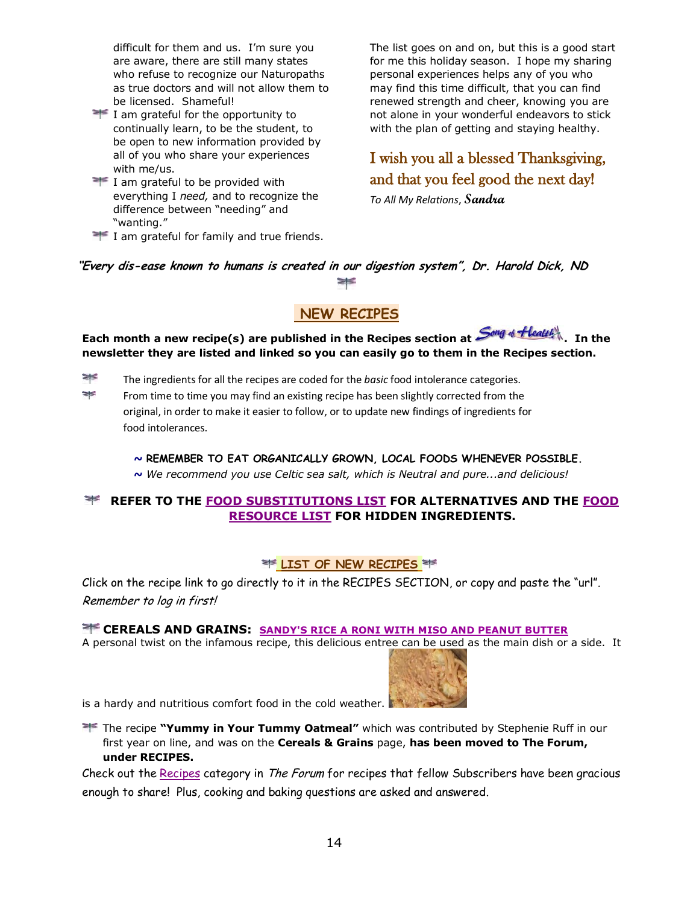difficult for them and us. I'm sure you are aware, there are still many states who refuse to recognize our Naturopaths as true doctors and will not allow them to be licensed. Shameful!

- I am grateful for the opportunity to continually learn, to be the student, to be open to new information provided by all of you who share your experiences with me/us.
- I am grateful to be provided with everything I *need,* and to recognize the difference between "needing" and "wanting."
- I am grateful for family and true friends.

The list goes on and on, but this is a good start for me this holiday season. I hope my sharing personal experiences helps any of you who may find this time difficult, that you can find renewed strength and cheer, knowing you are not alone in your wonderful endeavors to stick with the plan of getting and staying healthy.

I wish you all a blessed Thanksgiving, and that you feel good the next day!

*To All My Relations*, ***Sandra***

***"Every dis-ease known to humans is created in our digestion system", Dr. Harold Dick, ND***

## NEW RECIPES

**Each month a new recipe(s) are published in the Recipes section at Song of Health. In the newsletter they are listed and linked so you can easily go to them in the Recipes section.**

- The ingredients for all the recipes are coded for the *basic* food intolerance categories.
- From time to time you may find an existing recipe has been slightly corrected from the original, in order to make it easier to follow, or to update new findings of ingredients for food intolerances.

~ **REMEMBER TO EAT ORGANICALLY GROWN, LOCAL FOODS WHENEVER POSSIBLE.**
~ *We recommend you use Celtic sea salt, which is Neutral and pure...and delicious!*

**REFER TO THE FOOD SUBSTITUTIONS LIST FOR ALTERNATIVES AND THE FOOD RESOURCE LIST FOR HIDDEN INGREDIENTS.**

### LIST OF NEW RECIPES

Click on the recipe link to go directly to it in the RECIPES SECTION, or copy and paste the "url". *Remember to log in first!*

**CEREALS AND GRAINS: SANDY'S RICE A RONI WITH MISO AND PEANUT BUTTER**
A personal twist on the infamous recipe, this delicious entree can be used as the main dish or a side. It is a hardy and nutritious comfort food in the cold weather.

- The recipe **"Yummy in Your Tummy Oatmeal"** which was contributed by Stephenie Ruff in our first year on line, and was on the **Cereals & Grains** page, **has been moved to The Forum, under RECIPES.**

Check out the Recipes category in *The Forum* for recipes that fellow Subscribers have been gracious enough to share! Plus, cooking and baking questions are asked and answered.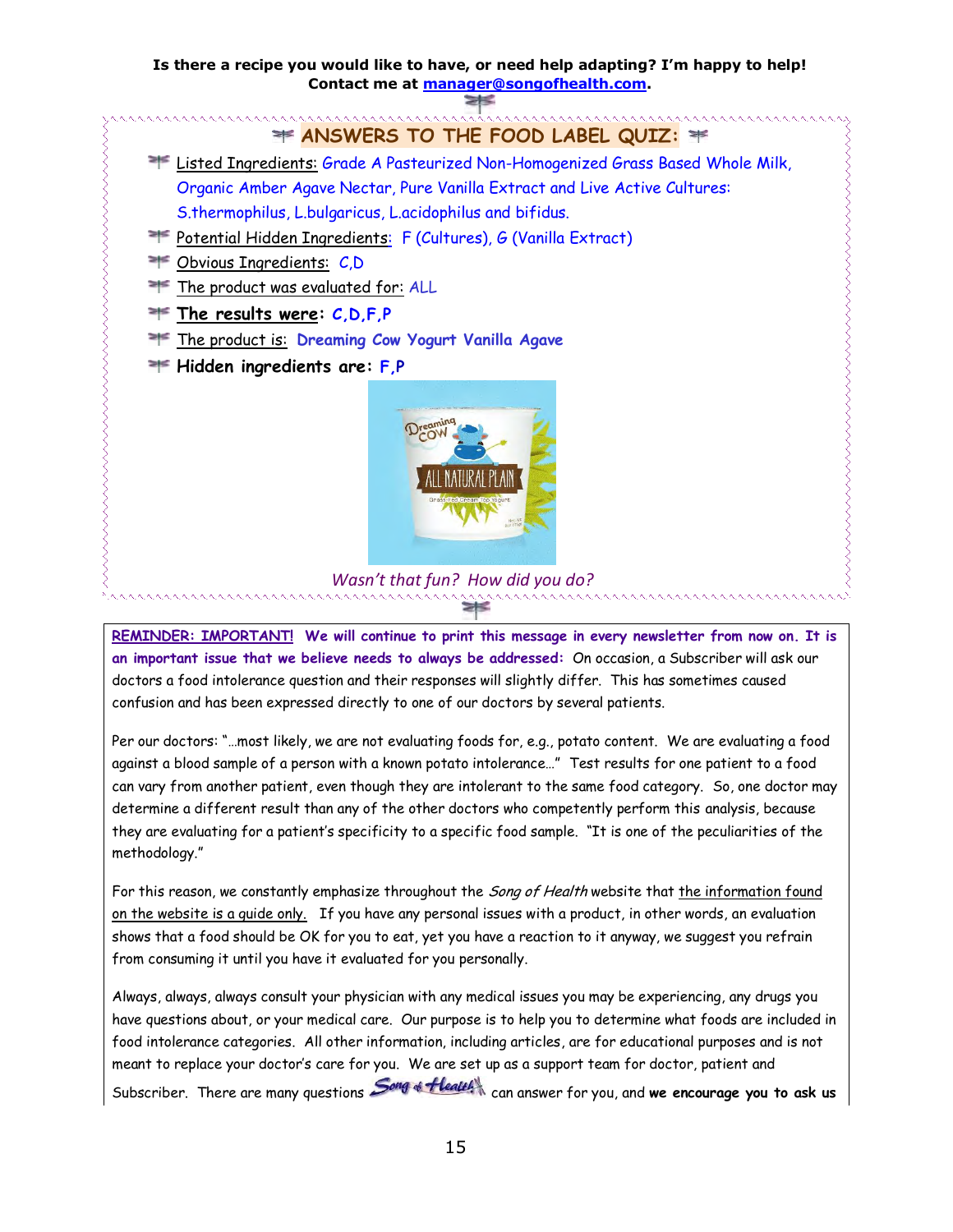**Is there a recipe you would like to have, or need help adapting? I'm happy to help! Contact me at [manager@songofhealth.com](mailto:manager@songofhealth.com).**

## ANSWERS TO THE FOOD LABEL QUIZ:

- Listed Ingredients: Grade A Pasteurized Non-Homogenized Grass Based Whole Milk, Organic Amber Agave Nectar, Pure Vanilla Extract and Live Active Cultures: S.thermophilus, L.bulgaricus, L.acidophilus and bifidus.
- Potential Hidden Ingredients: F (Cultures), G (Vanilla Extract)
- Obvious Ingredients: C,D
- The product was evaluated for: ALL
- **The results were: C,D,F,P**
- The product is: Dreaming Cow Yogurt Vanilla Agave
- **Hidden ingredients are: F,P**

*Wasn't that fun? How did you do?*

**REMINDER: IMPORTANT! We will continue to print this message in every newsletter from now on. It is an important issue that we believe needs to always be addressed:** On occasion, a Subscriber will ask our doctors a food intolerance question and their responses will slightly differ. This has sometimes caused confusion and has been expressed directly to one of our doctors by several patients.

Per our doctors: "…most likely, we are not evaluating foods for, e.g., potato content. We are evaluating a food against a blood sample of a person with a known potato intolerance…" Test results for one patient to a food can vary from another patient, even though they are intolerant to the same food category. So, one doctor may determine a different result than any of the other doctors who competently perform this analysis, because they are evaluating for a patient's specificity to a specific food sample. "It is one of the peculiarities of the methodology."

For this reason, we constantly emphasize throughout the *Song of Health* website that the information found on the website is a guide only. If you have any personal issues with a product, in other words, an evaluation shows that a food should be OK for you to eat, yet you have a reaction to it anyway, we suggest you refrain from consuming it until you have it evaluated for you personally.

Always, always, always consult your physician with any medical issues you may be experiencing, any drugs you have questions about, or your medical care. Our purpose is to help you to determine what foods are included in food intolerance categories. All other information, including articles, are for educational purposes and is not meant to replace your doctor's care for you. We are set up as a support team for doctor, patient and Subscriber. There are many questions Song of Health can answer for you, and **we encourage you to ask us**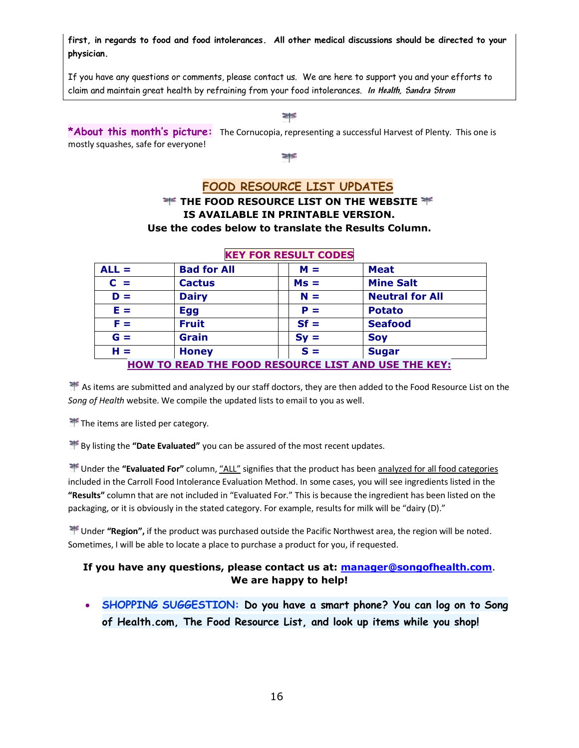**first, in regards to food and food intolerances. All other medical discussions should be directed to your physician.**

If you have any questions or comments, please contact us. We are here to support you and your efforts to claim and maintain great health by refraining from your food intolerances. ***In Health, Sandra Strom***

**\*About this month's picture:** The Cornucopia, representing a successful Harvest of Plenty. This one is mostly squashes, safe for everyone!

## FOOD RESOURCE LIST UPDATES

**THE FOOD RESOURCE LIST ON THE WEBSITE IS AVAILABLE IN PRINTABLE VERSION.**

**Use the codes below to translate the Results Column.**

**KEY FOR RESULT CODES**

| | | | | |
|---|---|---|---|---|
| **ALL =** | **Bad for All** | | **M =** | **Meat** |
| **C =** | **Cactus** | | **Ms =** | **Mine Salt** |
| **D =** | **Dairy** | | **N =** | **Neutral for All** |
| **E =** | **Egg** | | **P =** | **Potato** |
| **F =** | **Fruit** | | **Sf =** | **Seafood** |
| **G =** | **Grain** | | **Sy =** | **Soy** |
| **H =** | **Honey** | | **S =** | **Sugar** |

**HOW TO READ THE FOOD RESOURCE LIST AND USE THE KEY:**

As items are submitted and analyzed by our staff doctors, they are then added to the Food Resource List on the *Song of Health* website. We compile the updated lists to email to you as well.

The items are listed per category.

By listing the **"Date Evaluated"** you can be assured of the most recent updates.

Under the **"Evaluated For"** column, "ALL" signifies that the product has been analyzed for all food categories included in the Carroll Food Intolerance Evaluation Method. In some cases, you will see ingredients listed in the **"Results"** column that are not included in "Evaluated For." This is because the ingredient has been listed on the packaging, or it is obviously in the stated category. For example, results for milk will be "dairy (D)."

Under **"Region",** if the product was purchased outside the Pacific Northwest area, the region will be noted. Sometimes, I will be able to locate a place to purchase a product for you, if requested.

**If you have any questions, please contact us at: manager@songofhealth.com. We are happy to help!**

- **SHOPPING SUGGESTION: Do you have a smart phone? You can log on to Song of Health.com, The Food Resource List, and look up items while you shop!**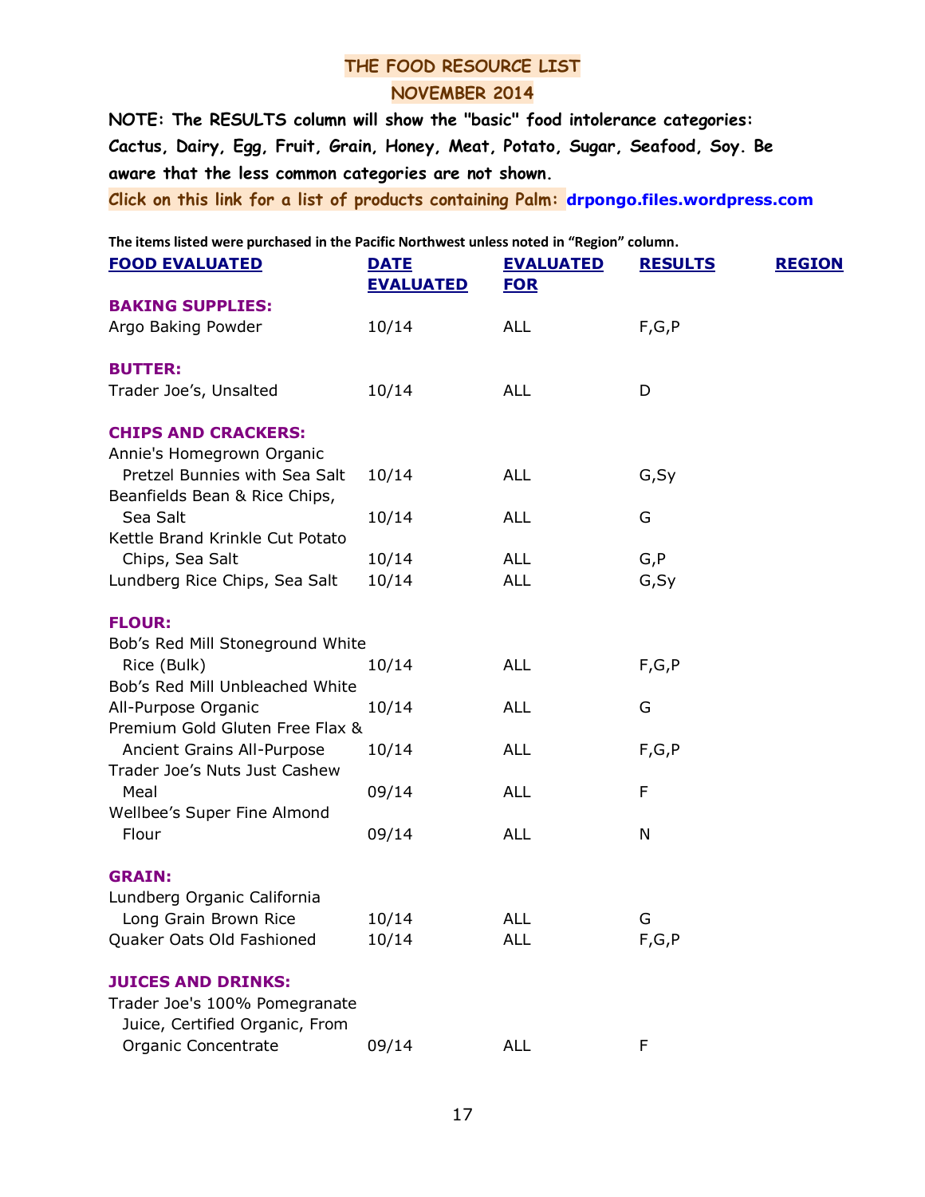# THE FOOD RESOURCE LIST

## NOVEMBER 2014

**NOTE: The RESULTS column will show the "basic" food intolerance categories: Cactus, Dairy, Egg, Fruit, Grain, Honey, Meat, Potato, Sugar, Seafood, Soy. Be aware that the less common categories are not shown.**

**Click on this link for a list of products containing Palm: drpongo.files.wordpress.com**

**The items listed were purchased in the Pacific Northwest unless noted in "Region" column.**

| FOOD EVALUATED | DATE EVALUATED | EVALUATED FOR | RESULTS | REGION |
|---|---|---|---|---|
| **BAKING SUPPLIES:** | | | | |
| Argo Baking Powder | 10/14 | ALL | F,G,P | |
| **BUTTER:** | | | | |
| Trader Joe's, Unsalted | 10/14 | ALL | D | |
| **CHIPS AND CRACKERS:** | | | | |
| Annie's Homegrown Organic Pretzel Bunnies with Sea Salt | 10/14 | ALL | G,Sy | |
| Beanfields Bean & Rice Chips, Sea Salt | 10/14 | ALL | G | |
| Kettle Brand Krinkle Cut Potato Chips, Sea Salt | 10/14 | ALL | G,P | |
| Lundberg Rice Chips, Sea Salt | 10/14 | ALL | G,Sy | |
| **FLOUR:** | | | | |
| Bob's Red Mill Stoneground White Rice (Bulk) | 10/14 | ALL | F,G,P | |
| Bob's Red Mill Unbleached White All-Purpose Organic | 10/14 | ALL | G | |
| Premium Gold Gluten Free Flax & Ancient Grains All-Purpose | 10/14 | ALL | F,G,P | |
| Trader Joe's Nuts Just Cashew Meal | 09/14 | ALL | F | |
| Wellbee's Super Fine Almond Flour | 09/14 | ALL | N | |
| **GRAIN:** | | | | |
| Lundberg Organic California Long Grain Brown Rice | 10/14 | ALL | G | |
| Quaker Oats Old Fashioned | 10/14 | ALL | F,G,P | |
| **JUICES AND DRINKS:** | | | | |
| Trader Joe's 100% Pomegranate Juice, Certified Organic, From Organic Concentrate | 09/14 | ALL | F | |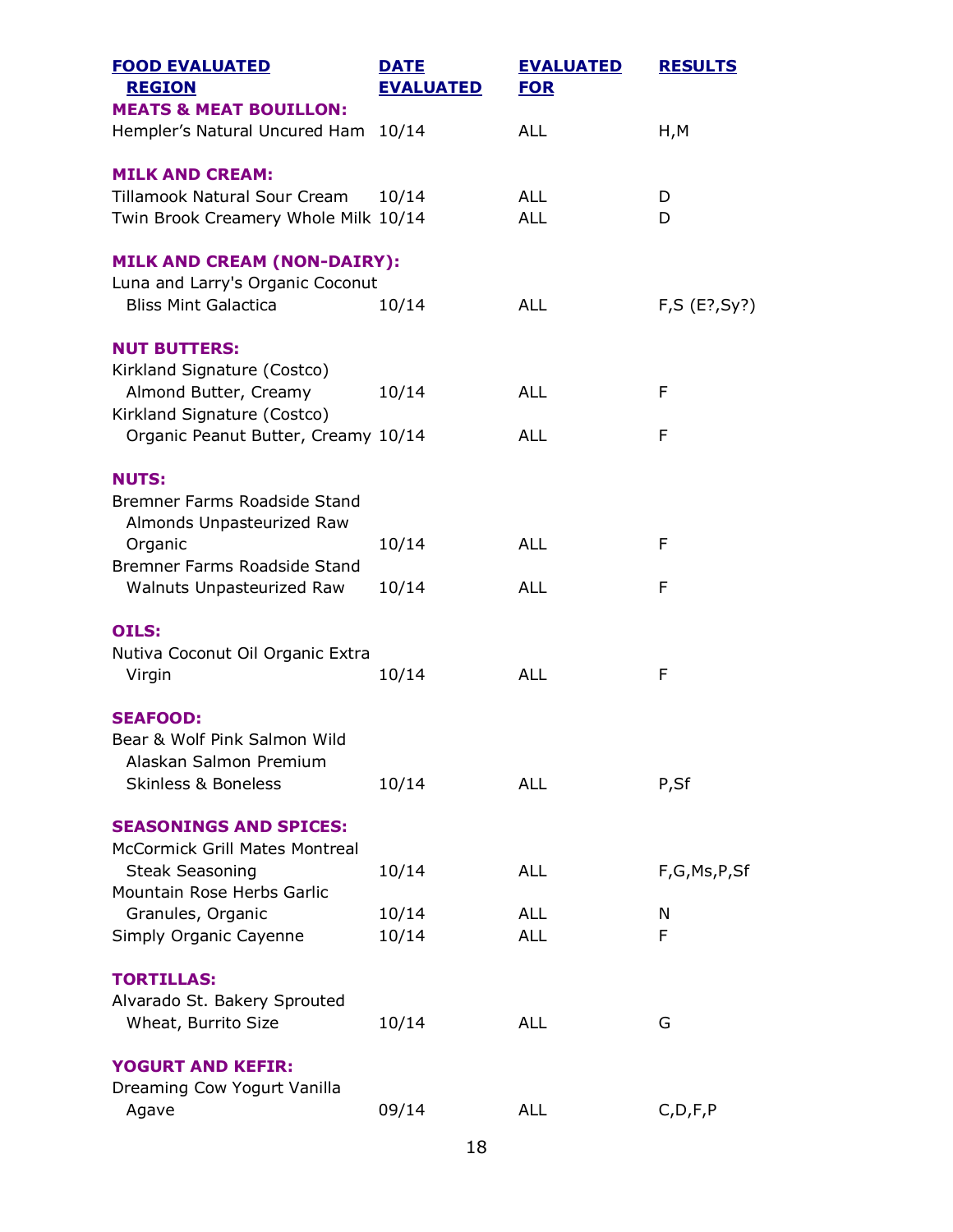| FOOD EVALUATED REGION | DATE EVALUATED | EVALUATED FOR | RESULTS |
|---|---|---|---|
| **MEATS & MEAT BOUILLON:** | | | |
| Hempler's Natural Uncured Ham | 10/14 | ALL | H,M |
| **MILK AND CREAM:** | | | |
| Tillamook Natural Sour Cream | 10/14 | ALL | D |
| Twin Brook Creamery Whole Milk | 10/14 | ALL | D |
| **MILK AND CREAM (NON-DAIRY):** | | | |
| Luna and Larry's Organic Coconut Bliss Mint Galactica | 10/14 | ALL | F,S (E?,Sy?) |
| **NUT BUTTERS:** | | | |
| Kirkland Signature (Costco) Almond Butter, Creamy | 10/14 | ALL | F |
| Kirkland Signature (Costco) Organic Peanut Butter, Creamy | 10/14 | ALL | F |
| **NUTS:** | | | |
| Bremner Farms Roadside Stand Almonds Unpasteurized Raw Organic | 10/14 | ALL | F |
| Bremner Farms Roadside Stand Walnuts Unpasteurized Raw | 10/14 | ALL | F |
| **OILS:** | | | |
| Nutiva Coconut Oil Organic Extra Virgin | 10/14 | ALL | F |
| **SEAFOOD:** | | | |
| Bear & Wolf Pink Salmon Wild Alaskan Salmon Premium Skinless & Boneless | 10/14 | ALL | P,Sf |
| **SEASONINGS AND SPICES:** | | | |
| McCormick Grill Mates Montreal Steak Seasoning | 10/14 | ALL | F,G,Ms,P,Sf |
| Mountain Rose Herbs Garlic Granules, Organic | 10/14 | ALL | N |
| Simply Organic Cayenne | 10/14 | ALL | F |
| **TORTILLAS:** | | | |
| Alvarado St. Bakery Sprouted Wheat, Burrito Size | 10/14 | ALL | G |
| **YOGURT AND KEFIR:** | | | |
| Dreaming Cow Yogurt Vanilla Agave | 09/14 | ALL | C,D,F,P |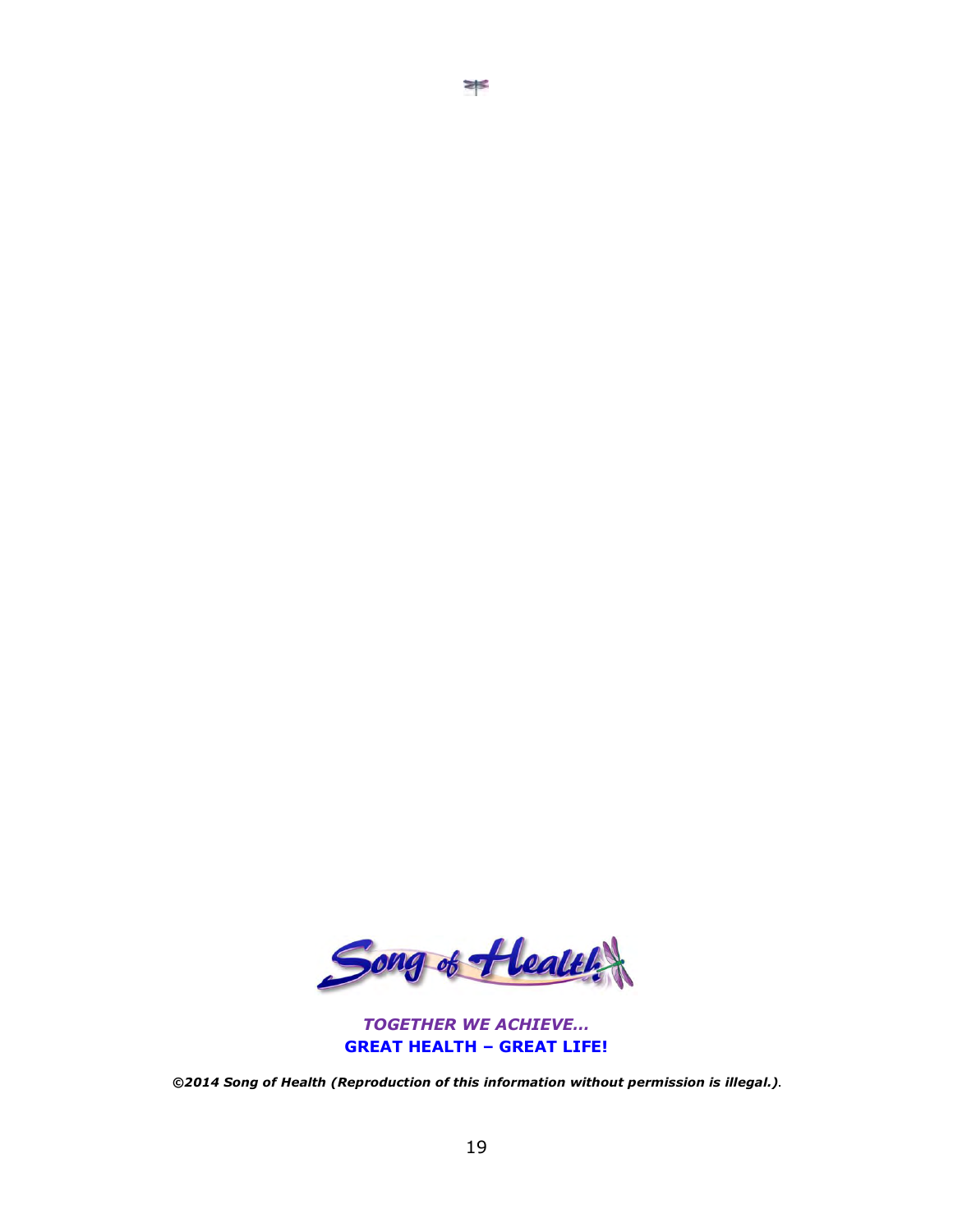*TOGETHER WE ACHIEVE…*
**GREAT HEALTH – GREAT LIFE!**

***©2014 Song of Health (Reproduction of this information without permission is illegal.)***.